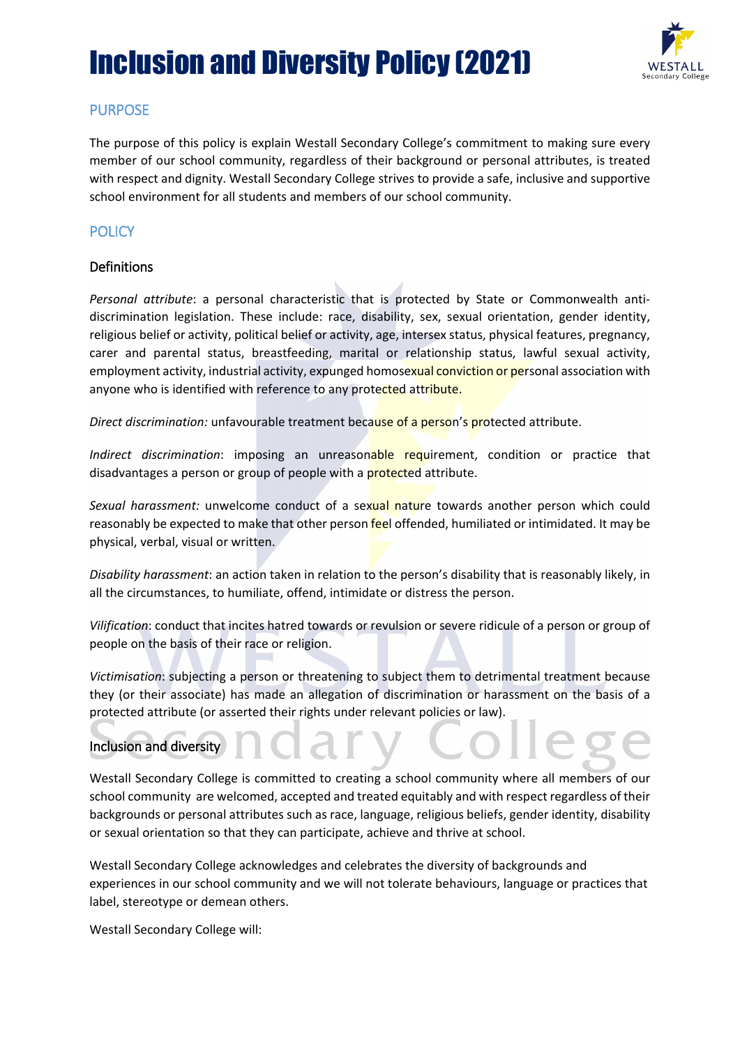# Inclusion and Diversity Policy (2021)

## PURPOSE

The purpose of this policy is explain Westall Secondary College's commitment to making sure every member of our school community, regardless of their background or personal attributes, is treated with respect and dignity. Westall Secondary College strives to provide a safe, inclusive and supportive school environment for all students and members of our school community.

## POLICY

### Definitions

*Personal attribute*: a personal characteristic that is protected by State or Commonwealth anti-discrimination legislation. These include: race, disability, sex, sexual orientation, gender identity, religious belief or activity, political belief or activity, age, intersex status, physical features, pregnancy, carer and parental status, breastfeeding, marital or relationship status, lawful sexual activity, employment activity, industrial activity, expunged homosexual conviction or personal association with anyone who is identified with reference to any protected attribute.

*Direct discrimination:* unfavourable treatment because of a person's protected attribute.

*Indirect discrimination*: imposing an unreasonable requirement, condition or practice that disadvantages a person or group of people with a protected attribute.

*Sexual harassment:* unwelcome conduct of a sexual nature towards another person which could reasonably be expected to make that other person feel offended, humiliated or intimidated. It may be physical, verbal, visual or written.

*Disability harassment*: an action taken in relation to the person's disability that is reasonably likely, in all the circumstances, to humiliate, offend, intimidate or distress the person.

*Vilification*: conduct that incites hatred towards or revulsion or severe ridicule of a person or group of people on the basis of their race or religion.

*Victimisation*: subjecting a person or threatening to subject them to detrimental treatment because they (or their associate) has made an allegation of discrimination or harassment on the basis of a protected attribute (or asserted their rights under relevant policies or law).

### Inclusion and diversity

Westall Secondary College is committed to creating a school community where all members of our school community are welcomed, accepted and treated equitably and with respect regardless of their backgrounds or personal attributes such as race, language, religious beliefs, gender identity, disability or sexual orientation so that they can participate, achieve and thrive at school.

Westall Secondary College acknowledges and celebrates the diversity of backgrounds and experiences in our school community and we will not tolerate behaviours, language or practices that label, stereotype or demean others.

Westall Secondary College will: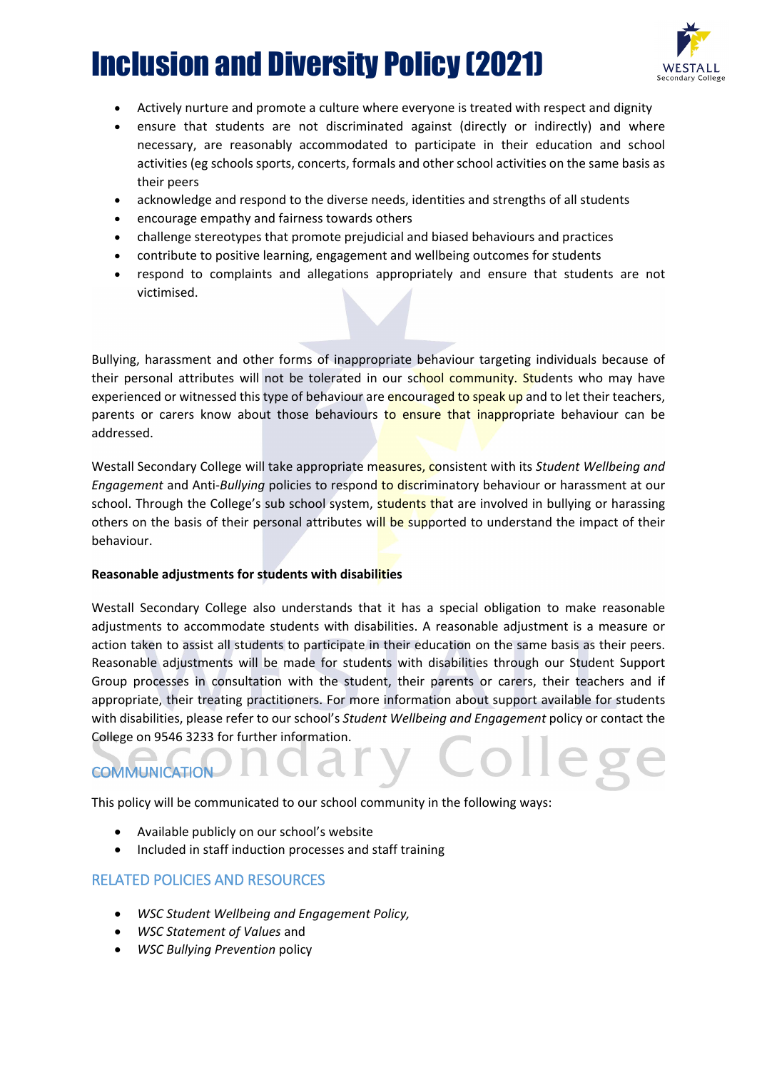- Actively nurture and promote a culture where everyone is treated with respect and dignity
- ensure that students are not discriminated against (directly or indirectly) and where necessary, are reasonably accommodated to participate in their education and school activities (eg schools sports, concerts, formals and other school activities on the same basis as their peers
- acknowledge and respond to the diverse needs, identities and strengths of all students
- encourage empathy and fairness towards others
- challenge stereotypes that promote prejudicial and biased behaviours and practices
- contribute to positive learning, engagement and wellbeing outcomes for students
- respond to complaints and allegations appropriately and ensure that students are not victimised.

Bullying, harassment and other forms of inappropriate behaviour targeting individuals because of their personal attributes will not be tolerated in our school community. Students who may have experienced or witnessed this type of behaviour are encouraged to speak up and to let their teachers, parents or carers know about those behaviours to ensure that inappropriate behaviour can be addressed.

Westall Secondary College will take appropriate measures, consistent with its *Student Wellbeing and Engagement* and Anti-*Bullying* policies to respond to discriminatory behaviour or harassment at our school. Through the College's sub school system, students that are involved in bullying or harassing others on the basis of their personal attributes will be supported to understand the impact of their behaviour.

**Reasonable adjustments for students with disabilities**

Westall Secondary College also understands that it has a special obligation to make reasonable adjustments to accommodate students with disabilities. A reasonable adjustment is a measure or action taken to assist all students to participate in their education on the same basis as their peers. Reasonable adjustments will be made for students with disabilities through our Student Support Group processes in consultation with the student, their parents or carers, their teachers and if appropriate, their treating practitioners. For more information about support available for students with disabilities, please refer to our school's *Student Wellbeing and Engagement* policy or contact the College on 9546 3233 for further information.

## COMMUNICATION

This policy will be communicated to our school community in the following ways:

- Available publicly on our school's website
- Included in staff induction processes and staff training

## RELATED POLICIES AND RESOURCES

- *WSC Student Wellbeing and Engagement Policy,*
- *WSC Statement of Values* and
- *WSC Bullying Prevention* policy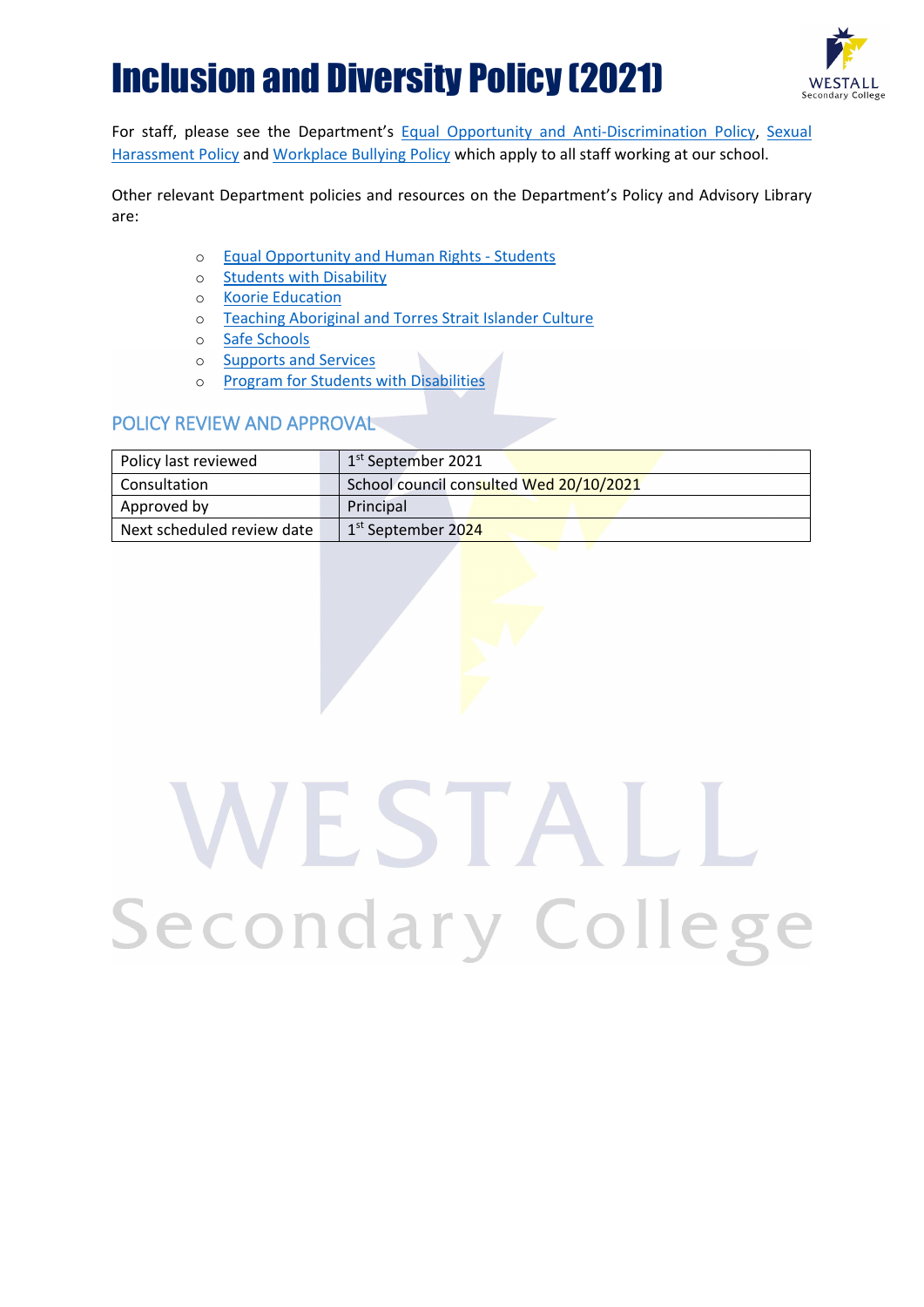# Inclusion and Diversity Policy (2021)

For staff, please see the Department's Equal Opportunity and Anti-Discrimination Policy, Sexual Harassment Policy and Workplace Bullying Policy which apply to all staff working at our school.

Other relevant Department policies and resources on the Department's Policy and Advisory Library are:

- Equal Opportunity and Human Rights - Students
- Students with Disability
- Koorie Education
- Teaching Aboriginal and Torres Strait Islander Culture
- Safe Schools
- Supports and Services
- Program for Students with Disabilities

## POLICY REVIEW AND APPROVAL

| | |
|---|---|
| Policy last reviewed | 1st September 2021 |
| Consultation | School council consulted Wed 20/10/2021 |
| Approved by | Principal |
| Next scheduled review date | 1st September 2024 |